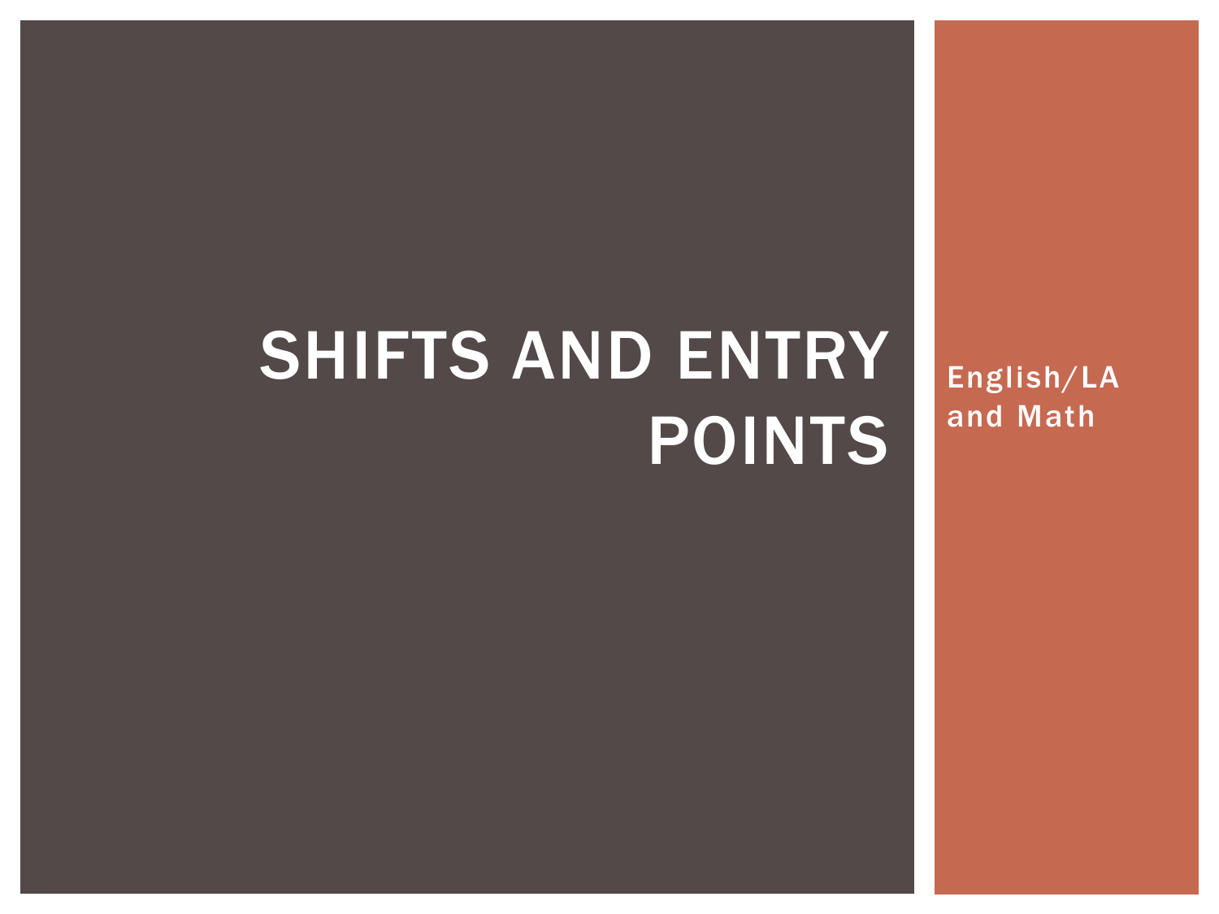# SHIFTS AND ENTRY POINTS

English/LA and Math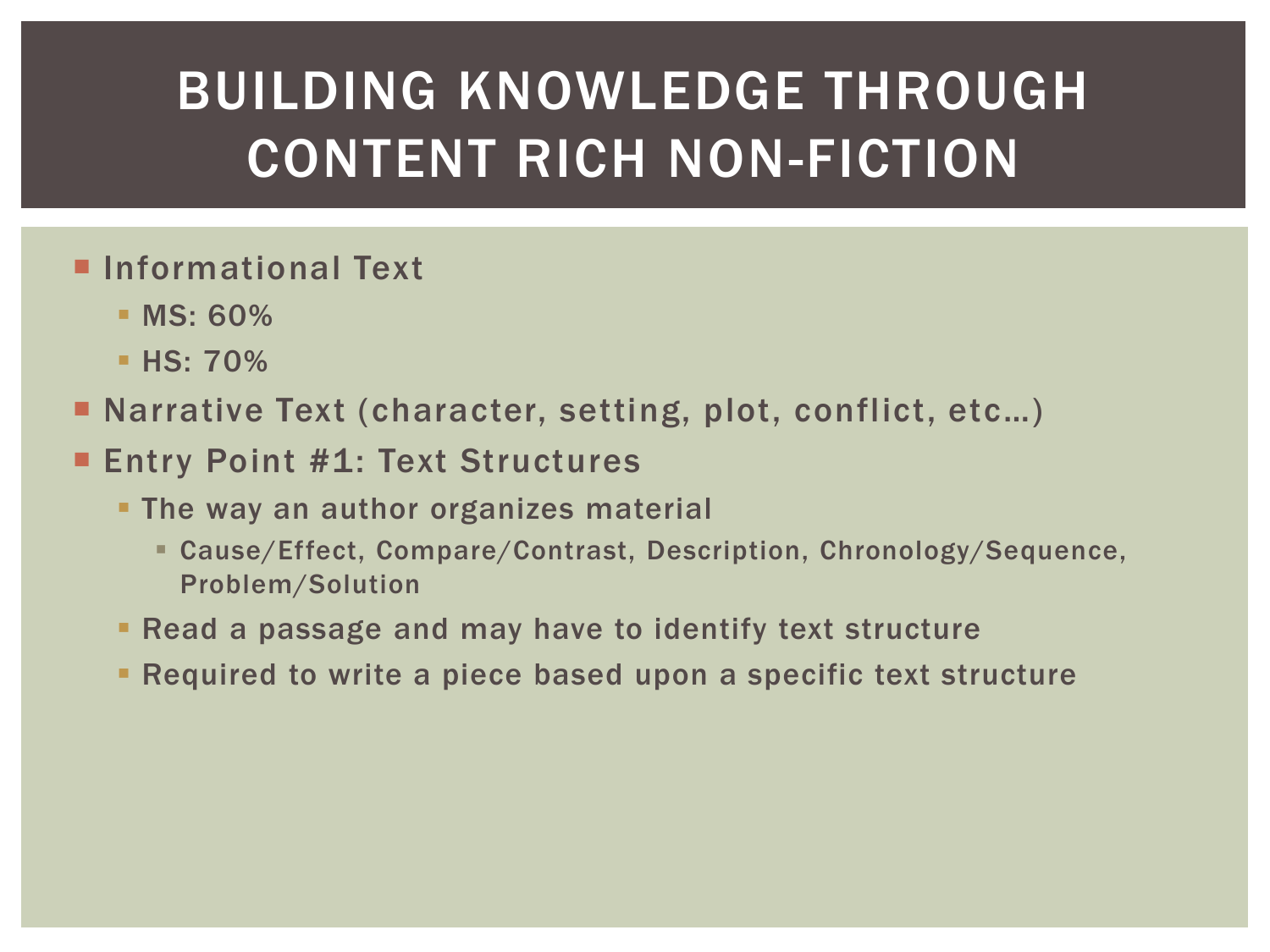# BUILDING KNOWLEDGE THROUGH CONTENT RICH NON-FICTION

- Informational Text
  - MS: 60%
  - HS: 70%
- Narrative Text (character, setting, plot, conflict, etc…)
- Entry Point #1: Text Structures
  - The way an author organizes material
    - Cause/Effect, Compare/Contrast, Description, Chronology/Sequence, Problem/Solution
  - Read a passage and may have to identify text structure
  - Required to write a piece based upon a specific text structure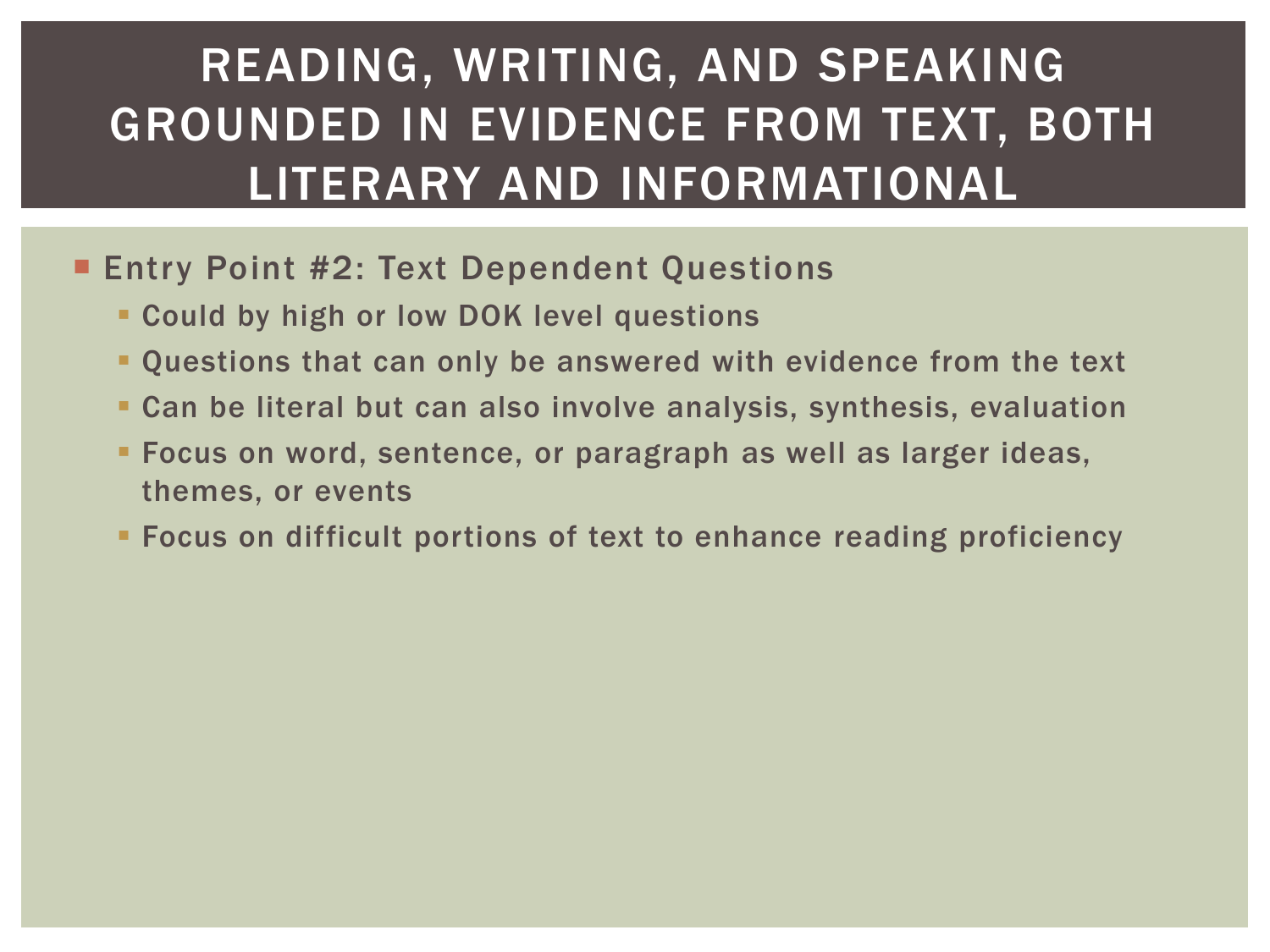# READING, WRITING, AND SPEAKING GROUNDED IN EVIDENCE FROM TEXT, BOTH LITERARY AND INFORMATIONAL

- Entry Point #2: Text Dependent Questions
  - Could by high or low DOK level questions
  - Questions that can only be answered with evidence from the text
  - Can be literal but can also involve analysis, synthesis, evaluation
  - Focus on word, sentence, or paragraph as well as larger ideas, themes, or events
  - Focus on difficult portions of text to enhance reading proficiency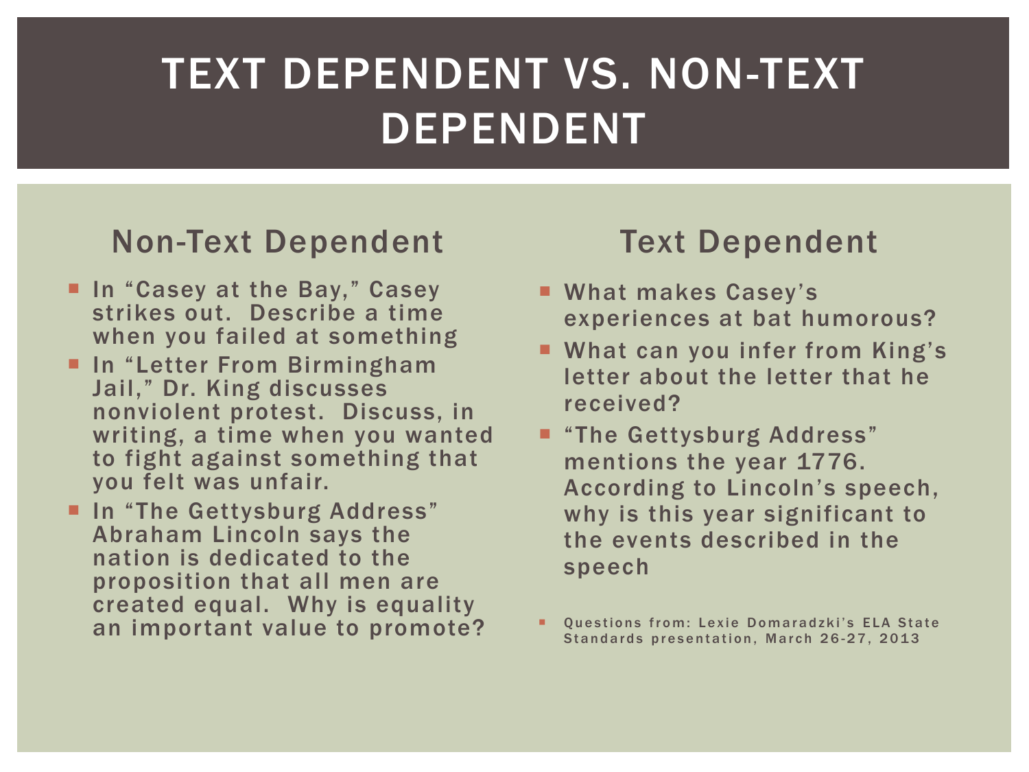# TEXT DEPENDENT VS. NON-TEXT DEPENDENT

## Non-Text Dependent

- In "Casey at the Bay," Casey strikes out. Describe a time when you failed at something
- In "Letter From Birmingham Jail," Dr. King discusses nonviolent protest. Discuss, in writing, a time when you wanted to fight against something that you felt was unfair.
- In "The Gettysburg Address" Abraham Lincoln says the nation is dedicated to the proposition that all men are created equal. Why is equality an important value to promote?

## Text Dependent

- What makes Casey's experiences at bat humorous?
- What can you infer from King's letter about the letter that he received?
- "The Gettysburg Address" mentions the year 1776. According to Lincoln's speech, why is this year significant to the events described in the speech

- Questions from: Lexie Domaradzki's ELA State Standards presentation, March 26-27, 2013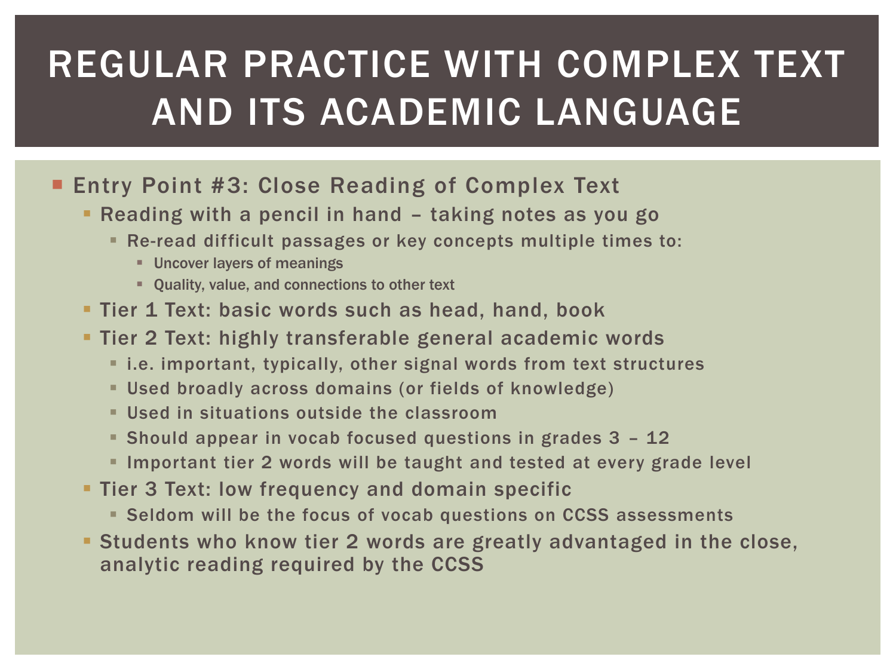# REGULAR PRACTICE WITH COMPLEX TEXT AND ITS ACADEMIC LANGUAGE

- Entry Point #3: Close Reading of Complex Text
  - Reading with a pencil in hand – taking notes as you go
    - Re-read difficult passages or key concepts multiple times to:
      - Uncover layers of meanings
      - Quality, value, and connections to other text
  - Tier 1 Text: basic words such as head, hand, book
  - Tier 2 Text: highly transferable general academic words
    - i.e. important, typically, other signal words from text structures
    - Used broadly across domains (or fields of knowledge)
    - Used in situations outside the classroom
    - Should appear in vocab focused questions in grades 3 – 12
    - Important tier 2 words will be taught and tested at every grade level
  - Tier 3 Text: low frequency and domain specific
    - Seldom will be the focus of vocab questions on CCSS assessments
  - Students who know tier 2 words are greatly advantaged in the close, analytic reading required by the CCSS